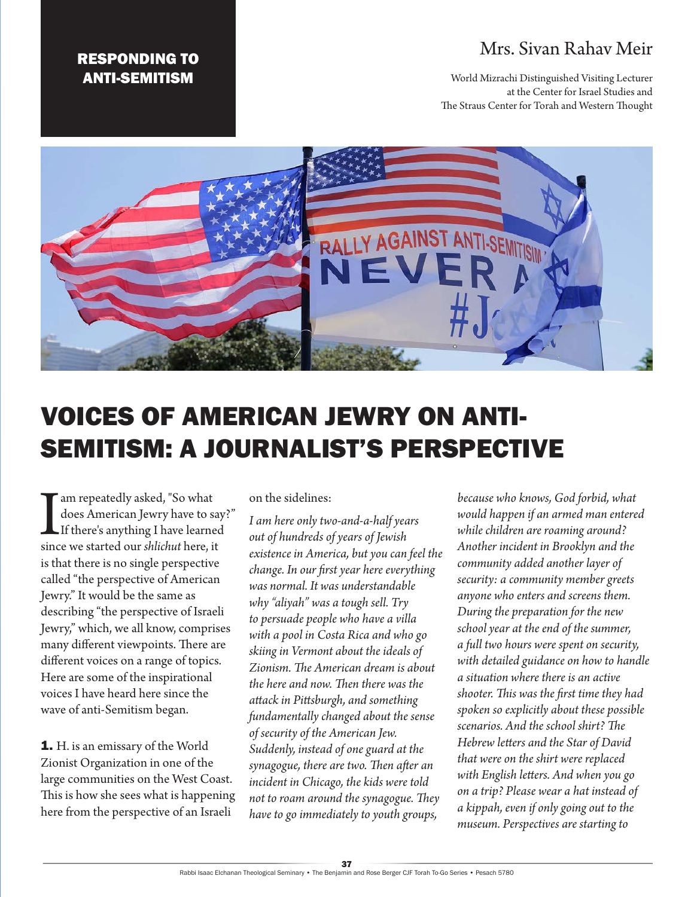RESPONDING TO ANTI-SEMITISM

Mrs. Sivan Rahav Meir

World Mizrachi Distinguished Visiting Lecturer at the Center for Israel Studies and The Straus Center for Torah and Western Thought

# VOICES OF AMERICAN JEWRY ON ANTI-SEMITISM: A JOURNALIST'S PERSPECTIVE

I am repeatedly asked, "So what does American Jewry have to say?" If there's anything I have learned since we started our *shlichut* here, it is that there is no single perspective called "the perspective of American Jewry." It would be the same as describing "the perspective of Israeli Jewry," which, we all know, comprises many different viewpoints. There are different voices on a range of topics. Here are some of the inspirational voices I have heard here since the wave of anti-Semitism began.

**1.** H. is an emissary of the World Zionist Organization in one of the large communities on the West Coast. This is how she sees what is happening here from the perspective of an Israeli on the sidelines:

*I am here only two-and-a-half years out of hundreds of years of Jewish existence in America, but you can feel the change. In our first year here everything was normal. It was understandable why "aliyah" was a tough sell. Try to persuade people who have a villa with a pool in Costa Rica and who go skiing in Vermont about the ideals of Zionism. The American dream is about the here and now. Then there was the attack in Pittsburgh, and something fundamentally changed about the sense of security of the American Jew. Suddenly, instead of one guard at the synagogue, there are two. Then after an incident in Chicago, the kids were told not to roam around the synagogue. They have to go immediately to youth groups, because who knows, God forbid, what would happen if an armed man entered while children are roaming around? Another incident in Brooklyn and the community added another layer of security: a community member greets anyone who enters and screens them. During the preparation for the new school year at the end of the summer, a full two hours were spent on security, with detailed guidance on how to handle a situation where there is an active shooter. This was the first time they had spoken so explicitly about these possible scenarios. And the school shirt? The Hebrew letters and the Star of David that were on the shirt were replaced with English letters. And when you go on a trip? Please wear a hat instead of a kippah, even if only going out to the museum. Perspectives are starting to*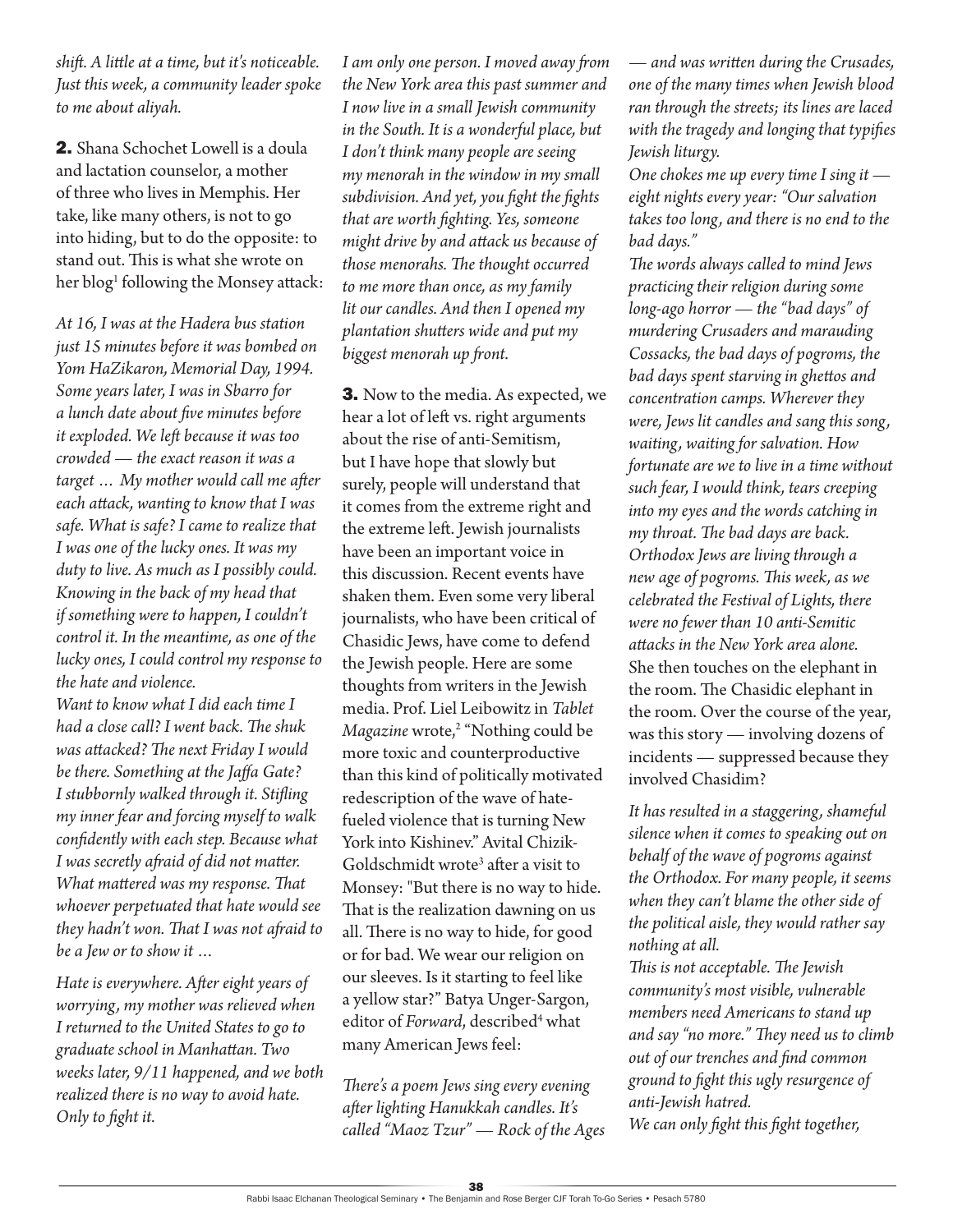*shift. A little at a time, but it's noticeable. Just this week, a community leader spoke to me about aliyah.*

**2.** Shana Schochet Lowell is a doula and lactation counselor, a mother of three who lives in Memphis. Her take, like many others, is not to go into hiding, but to do the opposite: to stand out. This is what she wrote on her blog[1] following the Monsey attack:

*At 16, I was at the Hadera bus station just 15 minutes before it was bombed on Yom HaZikaron, Memorial Day, 1994. Some years later, I was in Sbarro for a lunch date about five minutes before it exploded. We left because it was too crowded — the exact reason it was a target … My mother would call me after each attack, wanting to know that I was safe. What is safe? I came to realize that I was one of the lucky ones. It was my duty to live. As much as I possibly could. Knowing in the back of my head that if something were to happen, I couldn't control it. In the meantime, as one of the lucky ones, I could control my response to the hate and violence.*

*Want to know what I did each time I had a close call? I went back. The shuk was attacked? The next Friday I would be there. Something at the Jaffa Gate? I stubbornly walked through it. Stifling my inner fear and forcing myself to walk confidently with each step. Because what I was secretly afraid of did not matter. What mattered was my response. That whoever perpetuated that hate would see they hadn't won. That I was not afraid to be a Jew or to show it …*

*Hate is everywhere. After eight years of worrying, my mother was relieved when I returned to the United States to go to graduate school in Manhattan. Two weeks later, 9/11 happened, and we both realized there is no way to avoid hate. Only to fight it.*

*I am only one person. I moved away from the New York area this past summer and I now live in a small Jewish community in the South. It is a wonderful place, but I don't think many people are seeing my menorah in the window in my small subdivision. And yet, you fight the fights that are worth fighting. Yes, someone might drive by and attack us because of those menorahs. The thought occurred to me more than once, as my family lit our candles. And then I opened my plantation shutters wide and put my biggest menorah up front.*

**3.** Now to the media. As expected, we hear a lot of left vs. right arguments about the rise of anti-Semitism, but I have hope that slowly but surely, people will understand that it comes from the extreme right and the extreme left. Jewish journalists have been an important voice in this discussion. Recent events have shaken them. Even some very liberal journalists, who have been critical of Chasidic Jews, have come to defend the Jewish people. Here are some thoughts from writers in the Jewish media. Prof. Liel Leibowitz in *Tablet Magazine* wrote,[2] "Nothing could be more toxic and counterproductive than this kind of politically motivated redescription of the wave of hate-fueled violence that is turning New York into Kishinev." Avital Chizik-Goldschmidt wrote[3] after a visit to Monsey: "But there is no way to hide. That is the realization dawning on us all. There is no way to hide, for good or for bad. We wear our religion on our sleeves. Is it starting to feel like a yellow star?" Batya Unger-Sargon, editor of *Forward*, described[4] what many American Jews feel:

*There's a poem Jews sing every evening after lighting Hanukkah candles. It's called "Maoz Tzur" — Rock of the Ages — and was written during the Crusades, one of the many times when Jewish blood ran through the streets; its lines are laced with the tragedy and longing that typifies Jewish liturgy.*

*One chokes me up every time I sing it — eight nights every year: "Our salvation takes too long, and there is no end to the bad days."*

*The words always called to mind Jews practicing their religion during some long-ago horror — the "bad days" of murdering Crusaders and marauding Cossacks, the bad days of pogroms, the bad days spent starving in ghettos and concentration camps. Wherever they were, Jews lit candles and sang this song, waiting, waiting for salvation. How fortunate are we to live in a time without such fear, I would think, tears creeping into my eyes and the words catching in my throat. The bad days are back. Orthodox Jews are living through a new age of pogroms. This week, as we celebrated the Festival of Lights, there were no fewer than 10 anti-Semitic attacks in the New York area alone.*

She then touches on the elephant in the room. The Chasidic elephant in the room. Over the course of the year, was this story — involving dozens of incidents — suppressed because they involved Chasidim?

*It has resulted in a staggering, shameful silence when it comes to speaking out on behalf of the wave of pogroms against the Orthodox. For many people, it seems when they can't blame the other side of the political aisle, they would rather say nothing at all.*

*This is not acceptable. The Jewish community's most visible, vulnerable members need Americans to stand up and say "no more." They need us to climb out of our trenches and find common ground to fight this ugly resurgence of anti-Jewish hatred.*

*We can only fight this fight together,*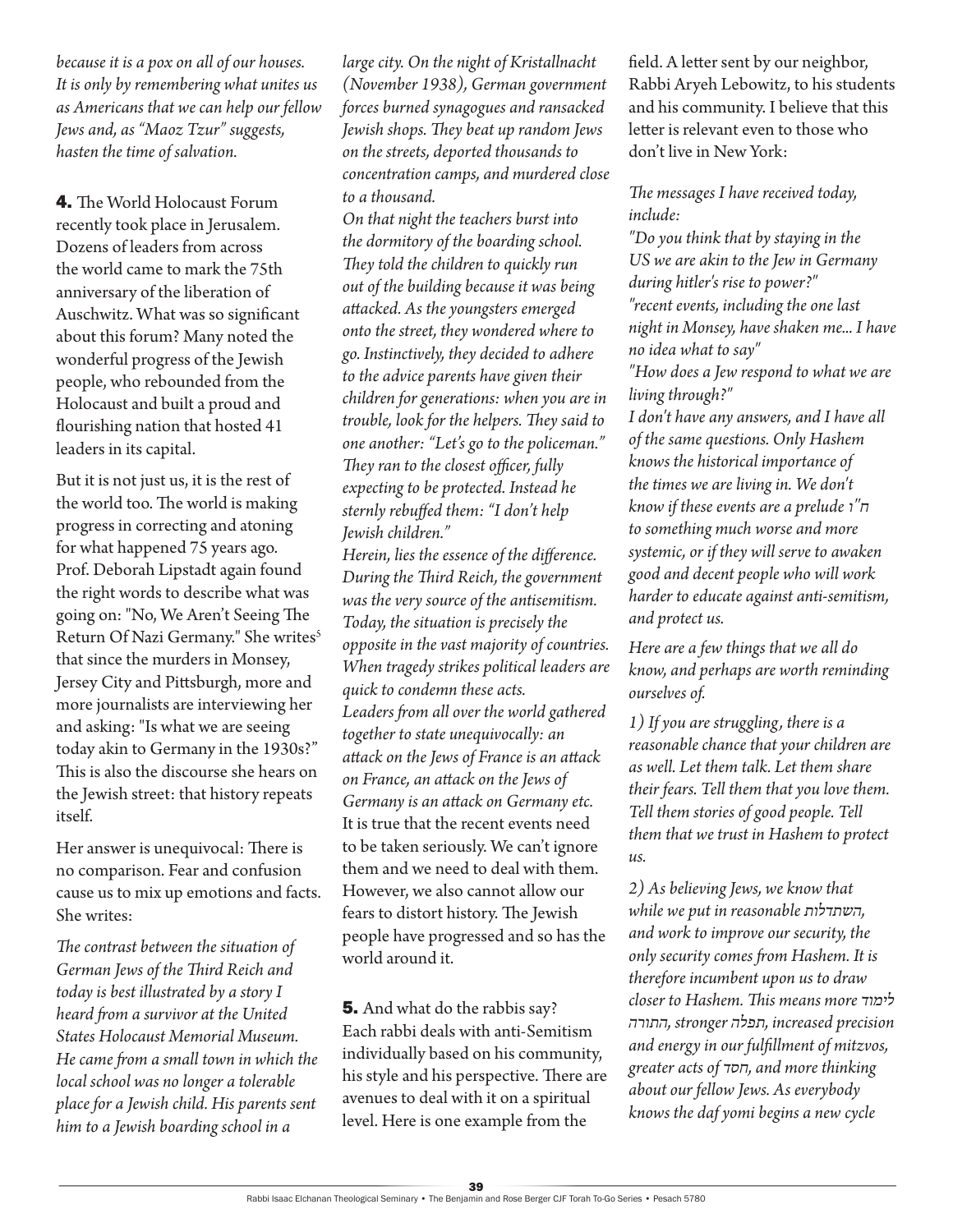*because it is a pox on all of our houses. It is only by remembering what unites us as Americans that we can help our fellow Jews and, as "Maoz Tzur" suggests, hasten the time of salvation.*

**4.** The World Holocaust Forum recently took place in Jerusalem. Dozens of leaders from across the world came to mark the 75th anniversary of the liberation of Auschwitz. What was so significant about this forum? Many noted the wonderful progress of the Jewish people, who rebounded from the Holocaust and built a proud and flourishing nation that hosted 41 leaders in its capital.

But it is not just us, it is the rest of the world too. The world is making progress in correcting and atoning for what happened 75 years ago. Prof. Deborah Lipstadt again found the right words to describe what was going on: "No, We Aren't Seeing The Return Of Nazi Germany." She writes[5] that since the murders in Monsey, Jersey City and Pittsburgh, more and more journalists are interviewing her and asking: "Is what we are seeing today akin to Germany in the 1930s?" This is also the discourse she hears on the Jewish street: that history repeats itself.

Her answer is unequivocal: There is no comparison. Fear and confusion cause us to mix up emotions and facts. She writes:

*The contrast between the situation of German Jews of the Third Reich and today is best illustrated by a story I heard from a survivor at the United States Holocaust Memorial Museum. He came from a small town in which the local school was no longer a tolerable place for a Jewish child. His parents sent him to a Jewish boarding school in a large city. On the night of Kristallnacht (November 1938), German government forces burned synagogues and ransacked Jewish shops. They beat up random Jews on the streets, deported thousands to concentration camps, and murdered close to a thousand.*

*On that night the teachers burst into the dormitory of the boarding school. They told the children to quickly run out of the building because it was being attacked. As the youngsters emerged onto the street, they wondered where to go. Instinctively, they decided to adhere to the advice parents have given their children for generations: when you are in trouble, look for the helpers. They said to one another: "Let's go to the policeman." They ran to the closest officer, fully expecting to be protected. Instead he sternly rebuffed them: "I don't help Jewish children."*

*Herein, lies the essence of the difference. During the Third Reich, the government was the very source of the antisemitism. Today, the situation is precisely the opposite in the vast majority of countries. When tragedy strikes political leaders are quick to condemn these acts.*

*Leaders from all over the world gathered together to state unequivocally: an attack on the Jews of France is an attack on France, an attack on the Jews of Germany is an attack on Germany etc.*

It is true that the recent events need to be taken seriously. We can't ignore them and we need to deal with them. However, we also cannot allow our fears to distort history. The Jewish people have progressed and so has the world around it.

**5.** And what do the rabbis say? Each rabbi deals with anti-Semitism individually based on his community, his style and his perspective. There are avenues to deal with it on a spiritual level. Here is one example from the field. A letter sent by our neighbor, Rabbi Aryeh Lebowitz, to his students and his community. I believe that this letter is relevant even to those who don't live in New York:

*The messages I have received today, include:*

*"Do you think that by staying in the US we are akin to the Jew in Germany during hitler's rise to power?"*

*"recent events, including the one last night in Monsey, have shaken me... I have no idea what to say"*

*"How does a Jew respond to what we are living through?"*

*I don't have any answers, and I have all of the same questions. Only Hashem knows the historical importance of the times we are living in. We don't know if these events are a prelude ח"ו to something much worse and more systemic, or if they will serve to awaken good and decent people who will work harder to educate against anti-semitism, and protect us.*

*Here are a few things that we all do know, and perhaps are worth reminding ourselves of.*

*1) If you are struggling, there is a reasonable chance that your children are as well. Let them talk. Let them share their fears. Tell them that you love them. Tell them stories of good people. Tell them that we trust in Hashem to protect us.*

*2) As believing Jews, we know that while we put in reasonable השתדלות, and work to improve our security, the only security comes from Hashem. It is therefore incumbent upon us to draw closer to Hashem. This means more לימוד התורה, stronger תפלה, increased precision and energy in our fulfillment of mitzvos, greater acts of חסד, and more thinking about our fellow Jews. As everybody knows the daf yomi begins a new cycle*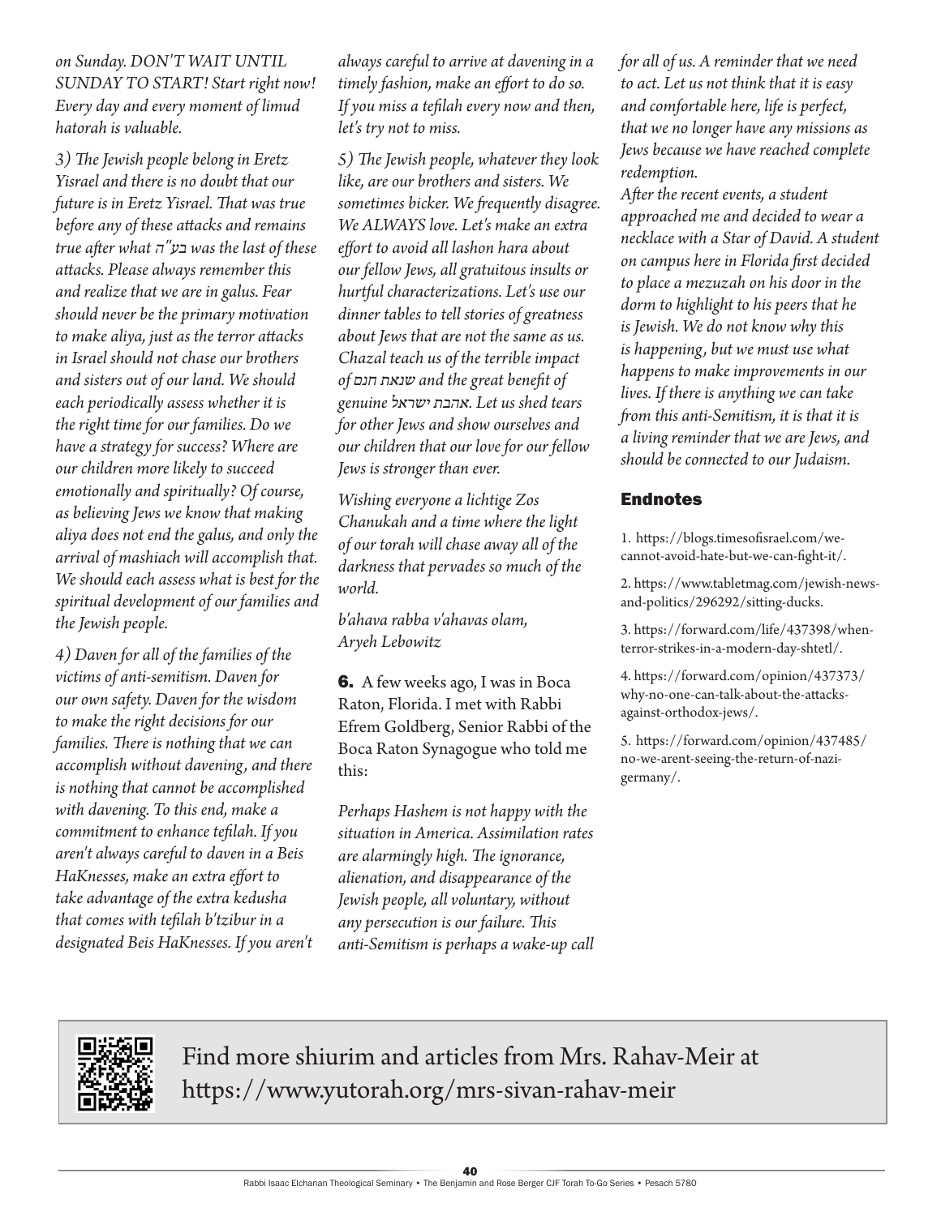*on Sunday. DON'T WAIT UNTIL SUNDAY TO START! Start right now! Every day and every moment of limud hatorah is valuable.*

*3) The Jewish people belong in Eretz Yisrael and there is no doubt that our future is in Eretz Yisrael. That was true before any of these attacks and remains true after what בע"ה was the last of these attacks. Please always remember this and realize that we are in galus. Fear should never be the primary motivation to make aliya, just as the terror attacks in Israel should not chase our brothers and sisters out of our land. We should each periodically assess whether it is the right time for our families. Do we have a strategy for success? Where are our children more likely to succeed emotionally and spiritually? Of course, as believing Jews we know that making aliya does not end the galus, and only the arrival of mashiach will accomplish that. We should each assess what is best for the spiritual development of our families and the Jewish people.*

*4) Daven for all of the families of the victims of anti-semitism. Daven for our own safety. Daven for the wisdom to make the right decisions for our families. There is nothing that we can accomplish without davening, and there is nothing that cannot be accomplished with davening. To this end, make a commitment to enhance tefilah. If you aren't always careful to daven in a Beis HaKnesses, make an extra effort to take advantage of the extra kedusha that comes with tefilah b'tzibur in a designated Beis HaKnesses. If you aren't always careful to arrive at davening in a timely fashion, make an effort to do so. If you miss a tefilah every now and then, let's try not to miss.*

*5) The Jewish people, whatever they look like, are our brothers and sisters. We sometimes bicker. We frequently disagree. We ALWAYS love. Let's make an extra effort to avoid all lashon hara about our fellow Jews, all gratuitous insults or hurtful characterizations. Let's use our dinner tables to tell stories of greatness about Jews that are not the same as us. Chazal teach us of the terrible impact of שנאת חנם and the great benefit of genuine אהבת ישראל. Let us shed tears for other Jews and show ourselves and our children that our love for our fellow Jews is stronger than ever.*

*Wishing everyone a lichtige Zos Chanukah and a time where the light of our torah will chase away all of the darkness that pervades so much of the world.*

*b'ahava rabba v'ahavas olam,*
*Aryeh Lebowitz*

**6.** A few weeks ago, I was in Boca Raton, Florida. I met with Rabbi Efrem Goldberg, Senior Rabbi of the Boca Raton Synagogue who told me this:

*Perhaps Hashem is not happy with the situation in America. Assimilation rates are alarmingly high. The ignorance, alienation, and disappearance of the Jewish people, all voluntary, without any persecution is our failure. This anti-Semitism is perhaps a wake-up call for all of us. A reminder that we need to act. Let us not think that it is easy and comfortable here, life is perfect, that we no longer have any missions as Jews because we have reached complete redemption.*

*After the recent events, a student approached me and decided to wear a necklace with a Star of David. A student on campus here in Florida first decided to place a mezuzah on his door in the dorm to highlight to his peers that he is Jewish. We do not know why this is happening, but we must use what happens to make improvements in our lives. If there is anything we can take from this anti-Semitism, it is that it is a living reminder that we are Jews, and should be connected to our Judaism.*

## Endnotes

1. https://blogs.timesofisrael.com/we-cannot-avoid-hate-but-we-can-fight-it/.
2. https://www.tabletmag.com/jewish-news-and-politics/296292/sitting-ducks.
3. https://forward.com/life/437398/when-terror-strikes-in-a-modern-day-shtetl/.
4. https://forward.com/opinion/437373/why-no-one-can-talk-about-the-attacks-against-orthodox-jews/.
5. https://forward.com/opinion/437485/no-we-arent-seeing-the-return-of-nazi-germany/.

Find more shiurim and articles from Mrs. Rahav-Meir at https://www.yutorah.org/mrs-sivan-rahav-meir